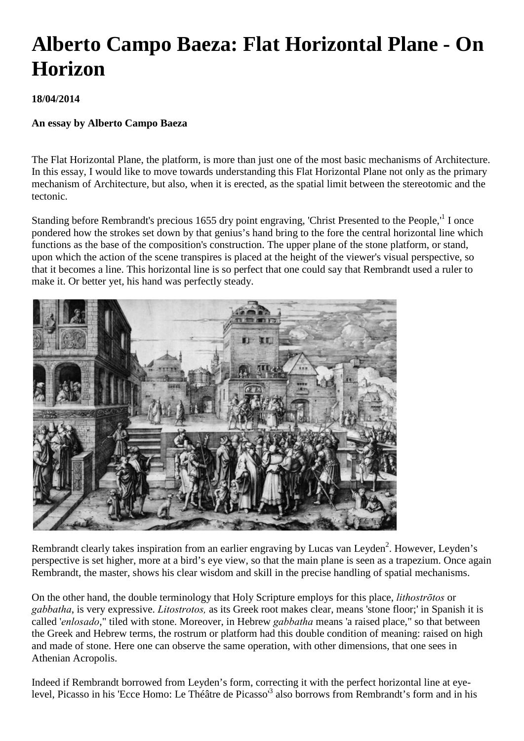# Alberto Campo Baeza: Flat Horizontal Plane - On Horizon

**18/04/2014**

**An essay by Alberto Campo Baeza**

The Flat Horizontal Plane, the platform, is more than just one of the most basic mechanisms of Architecture. In this essay, I would like to move towards understanding this Flat Horizontal Plane not only as the primary mechanism of Architecture, but also, when it is erected, as the spatial limit between the stereotomic and the tectonic.

Standing before Rembrandt's precious 1655 dry point engraving, 'Christ Presented to the People,'[1] I once pondered how the strokes set down by that genius's hand bring to the fore the central horizontal line which functions as the base of the composition's construction. The upper plane of the stone platform, or stand, upon which the action of the scene transpires is placed at the height of the viewer's visual perspective, so that it becomes a line. This horizontal line is so perfect that one could say that Rembrandt used a ruler to make it. Or better yet, his hand was perfectly steady.

Rembrandt clearly takes inspiration from an earlier engraving by Lucas van Leyden[2]. However, Leyden's perspective is set higher, more at a bird's eye view, so that the main plane is seen as a trapezium. Once again Rembrandt, the master, shows his clear wisdom and skill in the precise handling of spatial mechanisms.

On the other hand, the double terminology that Holy Scripture employs for this place, *lithostrōtos* or *gabbatha*, is very expressive. *Litostrotos,* as its Greek root makes clear, means 'stone floor;' in Spanish it is called '*enlosado*," tiled with stone. Moreover, in Hebrew *gabbatha* means 'a raised place," so that between the Greek and Hebrew terms, the rostrum or platform had this double condition of meaning: raised on high and made of stone. Here one can observe the same operation, with other dimensions, that one sees in Athenian Acropolis.

Indeed if Rembrandt borrowed from Leyden's form, correcting it with the perfect horizontal line at eye-level, Picasso in his 'Ecce Homo: Le Théâtre de Picasso'[3] also borrows from Rembrandt's form and in his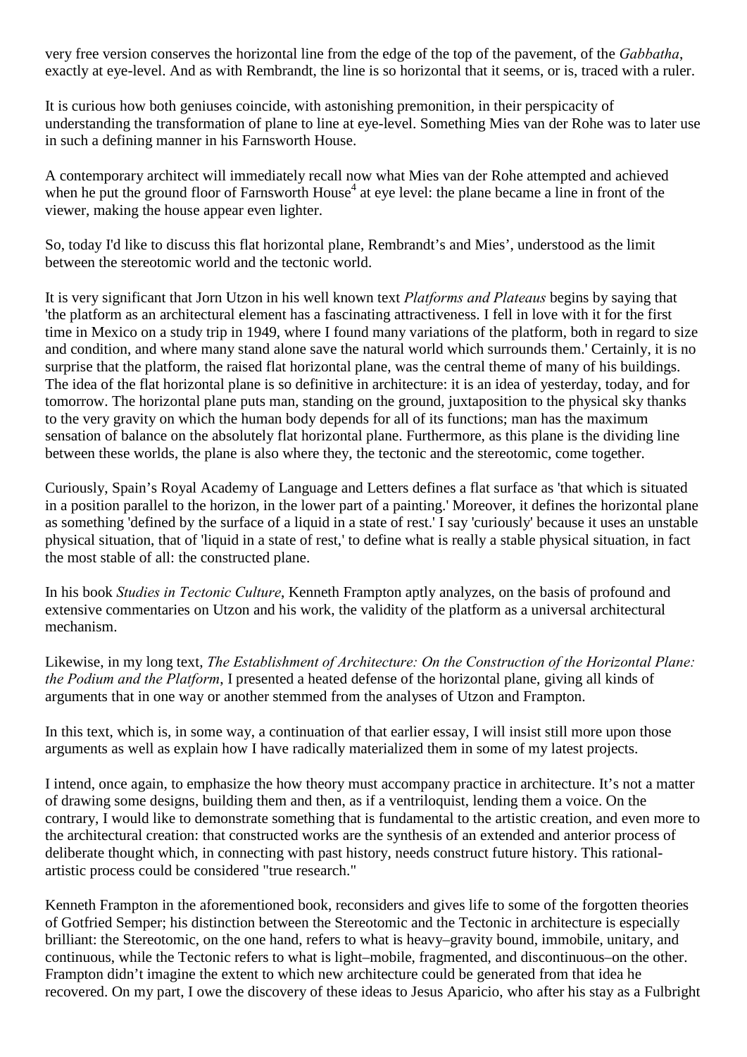very free version conserves the horizontal line from the edge of the top of the pavement, of the *Gabbatha*, exactly at eye-level. And as with Rembrandt, the line is so horizontal that it seems, or is, traced with a ruler.

It is curious how both geniuses coincide, with astonishing premonition, in their perspicacity of understanding the transformation of plane to line at eye-level. Something Mies van der Rohe was to later use in such a defining manner in his Farnsworth House.

A contemporary architect will immediately recall now what Mies van der Rohe attempted and achieved when he put the ground floor of Farnsworth House[4] at eye level: the plane became a line in front of the viewer, making the house appear even lighter.

So, today I'd like to discuss this flat horizontal plane, Rembrandt's and Mies', understood as the limit between the stereotomic world and the tectonic world.

It is very significant that Jorn Utzon in his well known text *Platforms and Plateaus* begins by saying that 'the platform as an architectural element has a fascinating attractiveness. I fell in love with it for the first time in Mexico on a study trip in 1949, where I found many variations of the platform, both in regard to size and condition, and where many stand alone save the natural world which surrounds them.' Certainly, it is no surprise that the platform, the raised flat horizontal plane, was the central theme of many of his buildings. The idea of the flat horizontal plane is so definitive in architecture: it is an idea of yesterday, today, and for tomorrow. The horizontal plane puts man, standing on the ground, juxtaposition to the physical sky thanks to the very gravity on which the human body depends for all of its functions; man has the maximum sensation of balance on the absolutely flat horizontal plane. Furthermore, as this plane is the dividing line between these worlds, the plane is also where they, the tectonic and the stereotomic, come together.

Curiously, Spain's Royal Academy of Language and Letters defines a flat surface as 'that which is situated in a position parallel to the horizon, in the lower part of a painting.' Moreover, it defines the horizontal plane as something 'defined by the surface of a liquid in a state of rest.' I say 'curiously' because it uses an unstable physical situation, that of 'liquid in a state of rest,' to define what is really a stable physical situation, in fact the most stable of all: the constructed plane.

In his book *Studies in Tectonic Culture*, Kenneth Frampton aptly analyzes, on the basis of profound and extensive commentaries on Utzon and his work, the validity of the platform as a universal architectural mechanism.

Likewise, in my long text, *The Establishment of Architecture: On the Construction of the Horizontal Plane: the Podium and the Platform*, I presented a heated defense of the horizontal plane, giving all kinds of arguments that in one way or another stemmed from the analyses of Utzon and Frampton.

In this text, which is, in some way, a continuation of that earlier essay, I will insist still more upon those arguments as well as explain how I have radically materialized them in some of my latest projects.

I intend, once again, to emphasize the how theory must accompany practice in architecture. It's not a matter of drawing some designs, building them and then, as if a ventriloquist, lending them a voice. On the contrary, I would like to demonstrate something that is fundamental to the artistic creation, and even more to the architectural creation: that constructed works are the synthesis of an extended and anterior process of deliberate thought which, in connecting with past history, needs construct future history. This rational-artistic process could be considered "true research."

Kenneth Frampton in the aforementioned book, reconsiders and gives life to some of the forgotten theories of Gotfried Semper; his distinction between the Stereotomic and the Tectonic in architecture is especially brilliant: the Stereotomic, on the one hand, refers to what is heavy–gravity bound, immobile, unitary, and continuous, while the Tectonic refers to what is light–mobile, fragmented, and discontinuous–on the other. Frampton didn't imagine the extent to which new architecture could be generated from that idea he recovered. On my part, I owe the discovery of these ideas to Jesus Aparicio, who after his stay as a Fulbright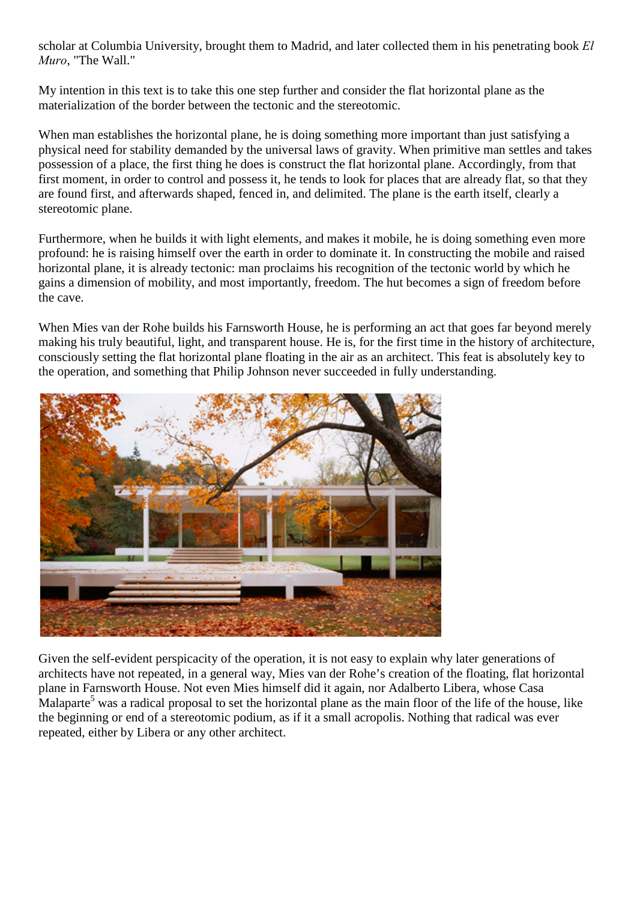scholar at Columbia University, brought them to Madrid, and later collected them in his penetrating book *El Muro*, "The Wall."

My intention in this text is to take this one step further and consider the flat horizontal plane as the materialization of the border between the tectonic and the stereotomic.

When man establishes the horizontal plane, he is doing something more important than just satisfying a physical need for stability demanded by the universal laws of gravity. When primitive man settles and takes possession of a place, the first thing he does is construct the flat horizontal plane. Accordingly, from that first moment, in order to control and possess it, he tends to look for places that are already flat, so that they are found first, and afterwards shaped, fenced in, and delimited. The plane is the earth itself, clearly a stereotomic plane.

Furthermore, when he builds it with light elements, and makes it mobile, he is doing something even more profound: he is raising himself over the earth in order to dominate it. In constructing the mobile and raised horizontal plane, it is already tectonic: man proclaims his recognition of the tectonic world by which he gains a dimension of mobility, and most importantly, freedom. The hut becomes a sign of freedom before the cave.

When Mies van der Rohe builds his Farnsworth House, he is performing an act that goes far beyond merely making his truly beautiful, light, and transparent house. He is, for the first time in the history of architecture, consciously setting the flat horizontal plane floating in the air as an architect. This feat is absolutely key to the operation, and something that Philip Johnson never succeeded in fully understanding.

Given the self-evident perspicacity of the operation, it is not easy to explain why later generations of architects have not repeated, in a general way, Mies van der Rohe's creation of the floating, flat horizontal plane in Farnsworth House. Not even Mies himself did it again, nor Adalberto Libera, whose Casa Malaparte[5] was a radical proposal to set the horizontal plane as the main floor of the life of the house, like the beginning or end of a stereotomic podium, as if it a small acropolis. Nothing that radical was ever repeated, either by Libera or any other architect.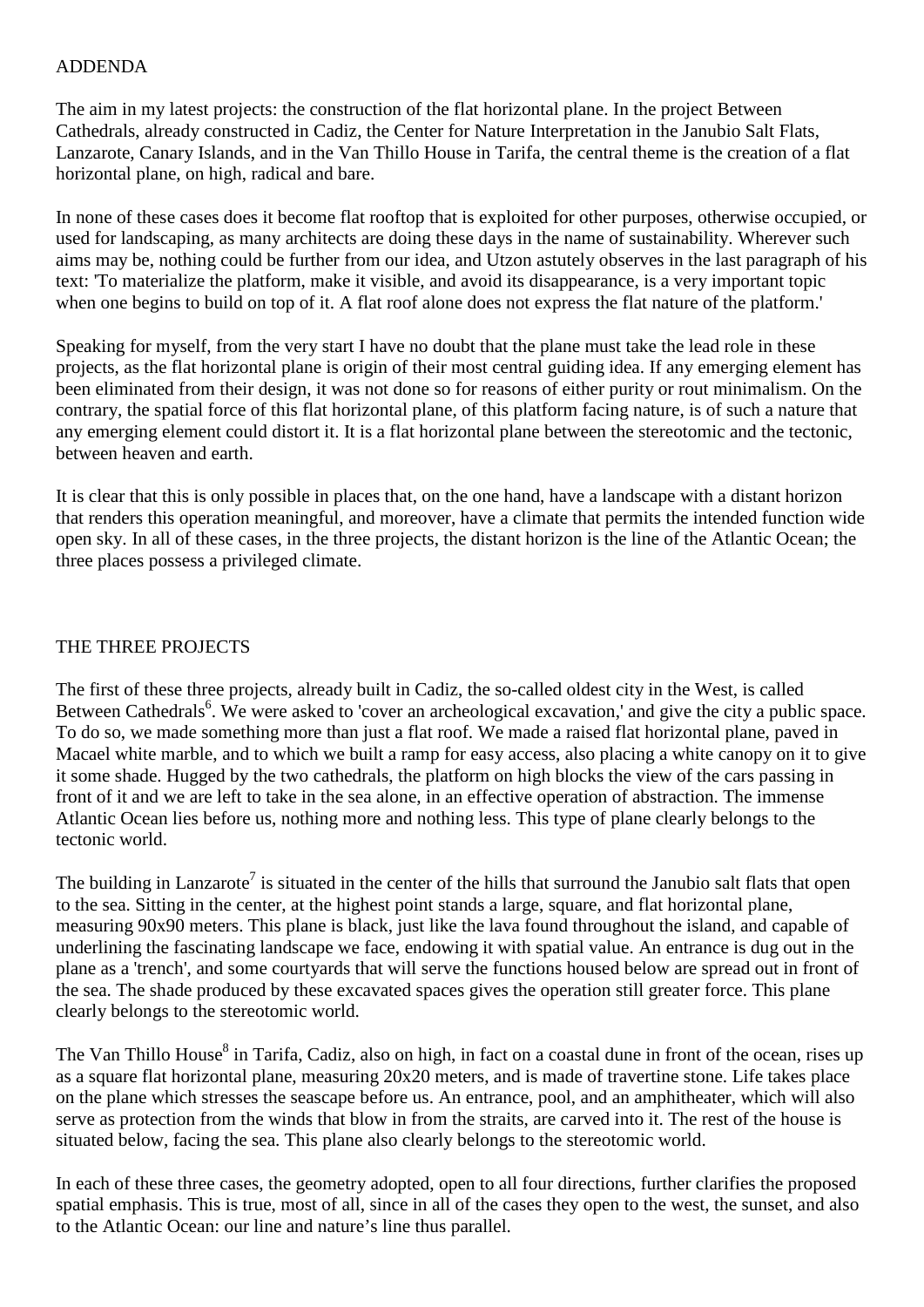## ADDENDA

The aim in my latest projects: the construction of the flat horizontal plane. In the project Between Cathedrals, already constructed in Cadiz, the Center for Nature Interpretation in the Janubio Salt Flats, Lanzarote, Canary Islands, and in the Van Thillo House in Tarifa, the central theme is the creation of a flat horizontal plane, on high, radical and bare.

In none of these cases does it become flat rooftop that is exploited for other purposes, otherwise occupied, or used for landscaping, as many architects are doing these days in the name of sustainability. Wherever such aims may be, nothing could be further from our idea, and Utzon astutely observes in the last paragraph of his text: 'To materialize the platform, make it visible, and avoid its disappearance, is a very important topic when one begins to build on top of it. A flat roof alone does not express the flat nature of the platform.'

Speaking for myself, from the very start I have no doubt that the plane must take the lead role in these projects, as the flat horizontal plane is origin of their most central guiding idea. If any emerging element has been eliminated from their design, it was not done so for reasons of either purity or rout minimalism. On the contrary, the spatial force of this flat horizontal plane, of this platform facing nature, is of such a nature that any emerging element could distort it. It is a flat horizontal plane between the stereotomic and the tectonic, between heaven and earth.

It is clear that this is only possible in places that, on the one hand, have a landscape with a distant horizon that renders this operation meaningful, and moreover, have a climate that permits the intended function wide open sky. In all of these cases, in the three projects, the distant horizon is the line of the Atlantic Ocean; the three places possess a privileged climate.

## THE THREE PROJECTS

The first of these three projects, already built in Cadiz, the so-called oldest city in the West, is called Between Cathedrals[6]. We were asked to 'cover an archeological excavation,' and give the city a public space. To do so, we made something more than just a flat roof. We made a raised flat horizontal plane, paved in Macael white marble, and to which we built a ramp for easy access, also placing a white canopy on it to give it some shade. Hugged by the two cathedrals, the platform on high blocks the view of the cars passing in front of it and we are left to take in the sea alone, in an effective operation of abstraction. The immense Atlantic Ocean lies before us, nothing more and nothing less. This type of plane clearly belongs to the tectonic world.

The building in Lanzarote[7] is situated in the center of the hills that surround the Janubio salt flats that open to the sea. Sitting in the center, at the highest point stands a large, square, and flat horizontal plane, measuring 90x90 meters. This plane is black, just like the lava found throughout the island, and capable of underlining the fascinating landscape we face, endowing it with spatial value. An entrance is dug out in the plane as a 'trench', and some courtyards that will serve the functions housed below are spread out in front of the sea. The shade produced by these excavated spaces gives the operation still greater force. This plane clearly belongs to the stereotomic world.

The Van Thillo House[8] in Tarifa, Cadiz, also on high, in fact on a coastal dune in front of the ocean, rises up as a square flat horizontal plane, measuring 20x20 meters, and is made of travertine stone. Life takes place on the plane which stresses the seascape before us. An entrance, pool, and an amphitheater, which will also serve as protection from the winds that blow in from the straits, are carved into it. The rest of the house is situated below, facing the sea. This plane also clearly belongs to the stereotomic world.

In each of these three cases, the geometry adopted, open to all four directions, further clarifies the proposed spatial emphasis. This is true, most of all, since in all of the cases they open to the west, the sunset, and also to the Atlantic Ocean: our line and nature's line thus parallel.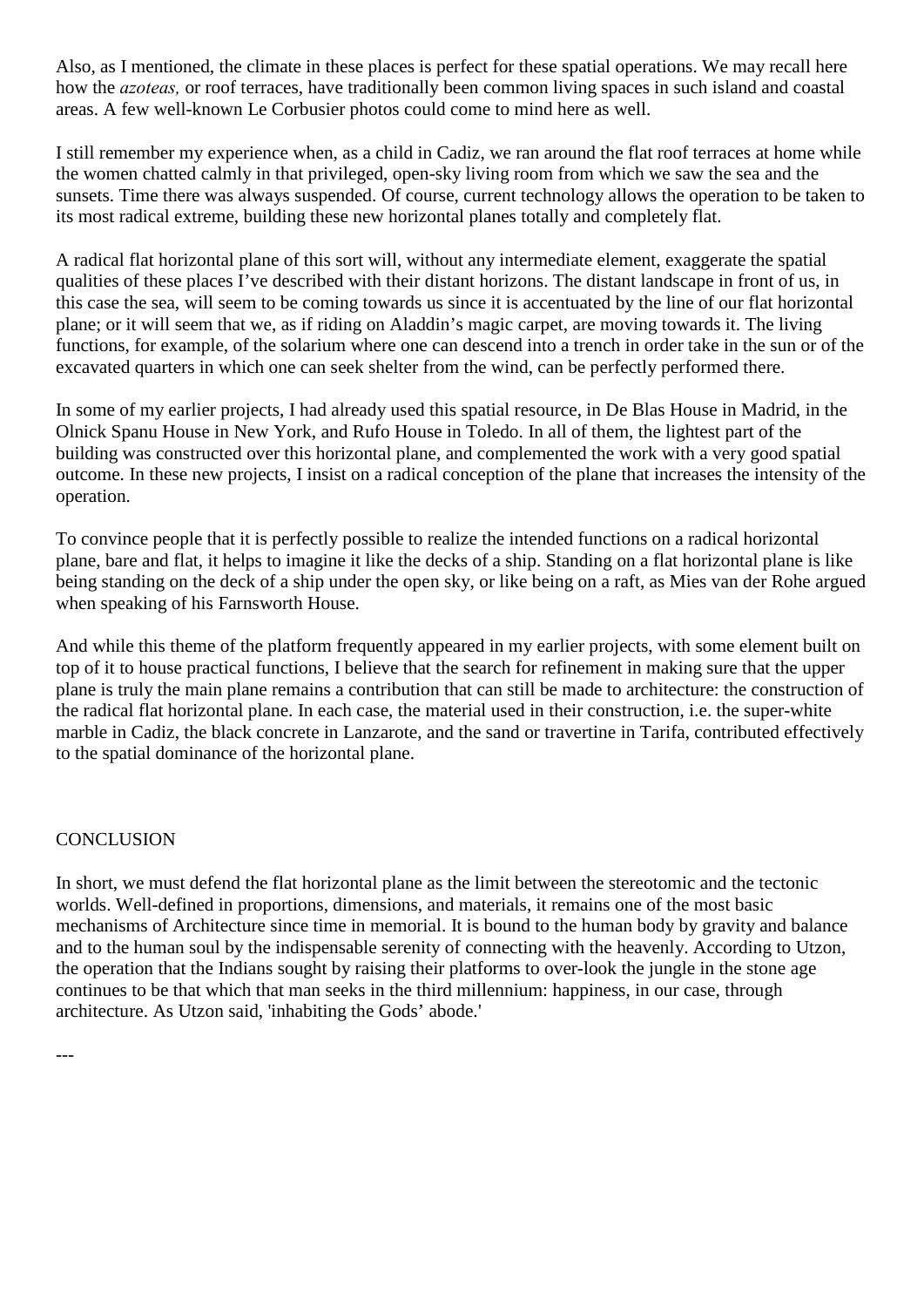Also, as I mentioned, the climate in these places is perfect for these spatial operations. We may recall here how the *azoteas,* or roof terraces, have traditionally been common living spaces in such island and coastal areas. A few well-known Le Corbusier photos could come to mind here as well.

I still remember my experience when, as a child in Cadiz, we ran around the flat roof terraces at home while the women chatted calmly in that privileged, open-sky living room from which we saw the sea and the sunsets. Time there was always suspended. Of course, current technology allows the operation to be taken to its most radical extreme, building these new horizontal planes totally and completely flat.

A radical flat horizontal plane of this sort will, without any intermediate element, exaggerate the spatial qualities of these places I've described with their distant horizons. The distant landscape in front of us, in this case the sea, will seem to be coming towards us since it is accentuated by the line of our flat horizontal plane; or it will seem that we, as if riding on Aladdin's magic carpet, are moving towards it. The living functions, for example, of the solarium where one can descend into a trench in order take in the sun or of the excavated quarters in which one can seek shelter from the wind, can be perfectly performed there.

In some of my earlier projects, I had already used this spatial resource, in De Blas House in Madrid, in the Olnick Spanu House in New York, and Rufo House in Toledo. In all of them, the lightest part of the building was constructed over this horizontal plane, and complemented the work with a very good spatial outcome. In these new projects, I insist on a radical conception of the plane that increases the intensity of the operation.

To convince people that it is perfectly possible to realize the intended functions on a radical horizontal plane, bare and flat, it helps to imagine it like the decks of a ship. Standing on a flat horizontal plane is like being standing on the deck of a ship under the open sky, or like being on a raft, as Mies van der Rohe argued when speaking of his Farnsworth House.

And while this theme of the platform frequently appeared in my earlier projects, with some element built on top of it to house practical functions, I believe that the search for refinement in making sure that the upper plane is truly the main plane remains a contribution that can still be made to architecture: the construction of the radical flat horizontal plane. In each case, the material used in their construction, i.e. the super-white marble in Cadiz, the black concrete in Lanzarote, and the sand or travertine in Tarifa, contributed effectively to the spatial dominance of the horizontal plane.

## CONCLUSION

In short, we must defend the flat horizontal plane as the limit between the stereotomic and the tectonic worlds. Well-defined in proportions, dimensions, and materials, it remains one of the most basic mechanisms of Architecture since time in memorial. It is bound to the human body by gravity and balance and to the human soul by the indispensable serenity of connecting with the heavenly. According to Utzon, the operation that the Indians sought by raising their platforms to over-look the jungle in the stone age continues to be that which that man seeks in the third millennium: happiness, in our case, through architecture. As Utzon said, 'inhabiting the Gods' abode.'

---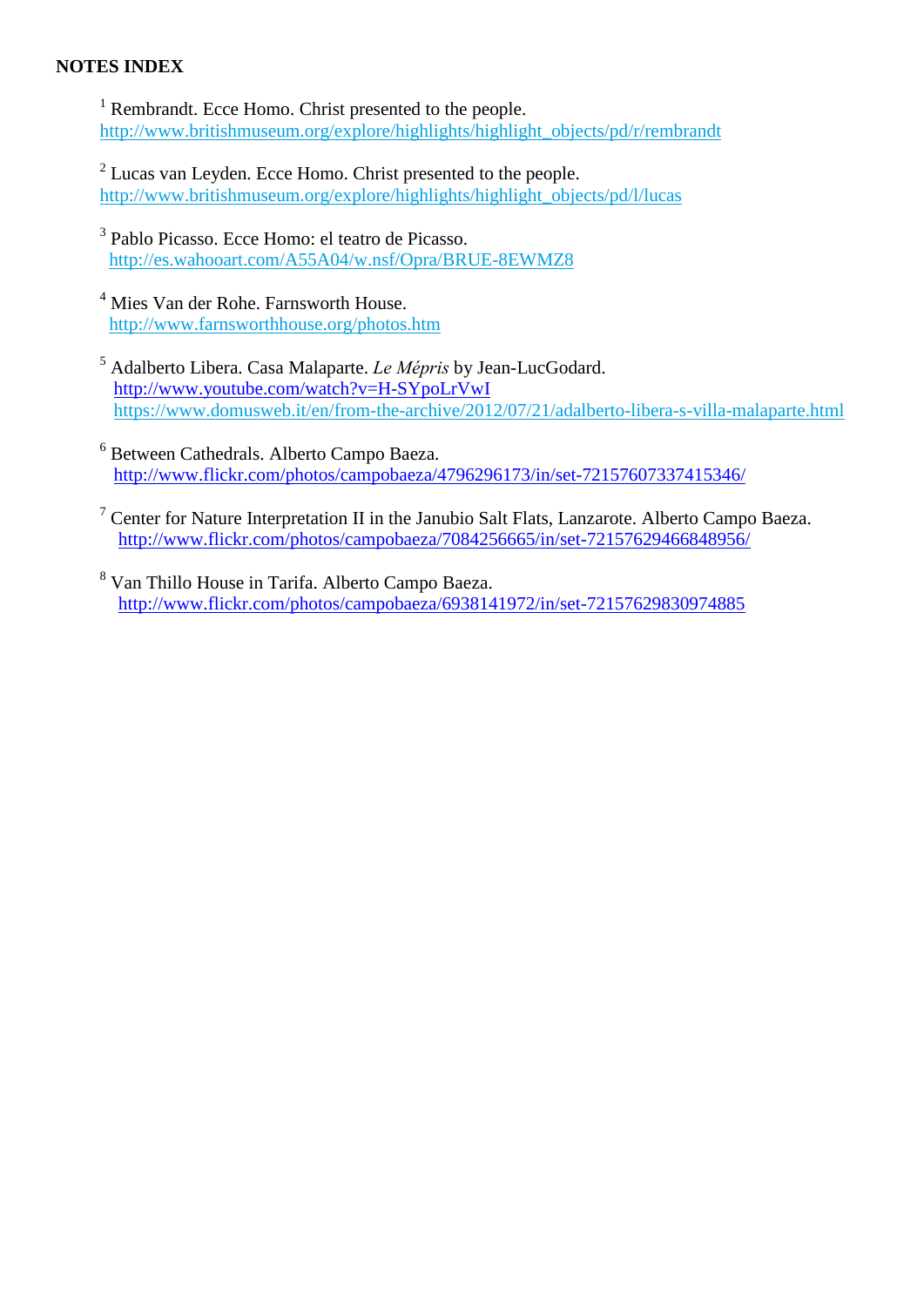**NOTES INDEX**

[1] Rembrandt. Ecce Homo. Christ presented to the people.
http://www.britishmuseum.org/explore/highlights/highlight_objects/pd/r/rembrandt

[2] Lucas van Leyden. Ecce Homo. Christ presented to the people.
http://www.britishmuseum.org/explore/highlights/highlight_objects/pd/l/lucas

[3] Pablo Picasso. Ecce Homo: el teatro de Picasso.
http://es.wahooart.com/A55A04/w.nsf/Opra/BRUE-8EWMZ8

[4] Mies Van der Rohe. Farnsworth House.
http://www.farnsworthhouse.org/photos.htm

[5] Adalberto Libera. Casa Malaparte. *Le Mépris* by Jean-LucGodard.
http://www.youtube.com/watch?v=H-SYpoLrVwI
https://www.domusweb.it/en/from-the-archive/2012/07/21/adalberto-libera-s-villa-malaparte.html

[6] Between Cathedrals. Alberto Campo Baeza.
http://www.flickr.com/photos/campobaeza/4796296173/in/set-72157607337415346/

[7] Center for Nature Interpretation II in the Janubio Salt Flats, Lanzarote. Alberto Campo Baeza.
http://www.flickr.com/photos/campobaeza/7084256665/in/set-72157629466848956/

[8] Van Thillo House in Tarifa. Alberto Campo Baeza.
http://www.flickr.com/photos/campobaeza/6938141972/in/set-72157629830974885